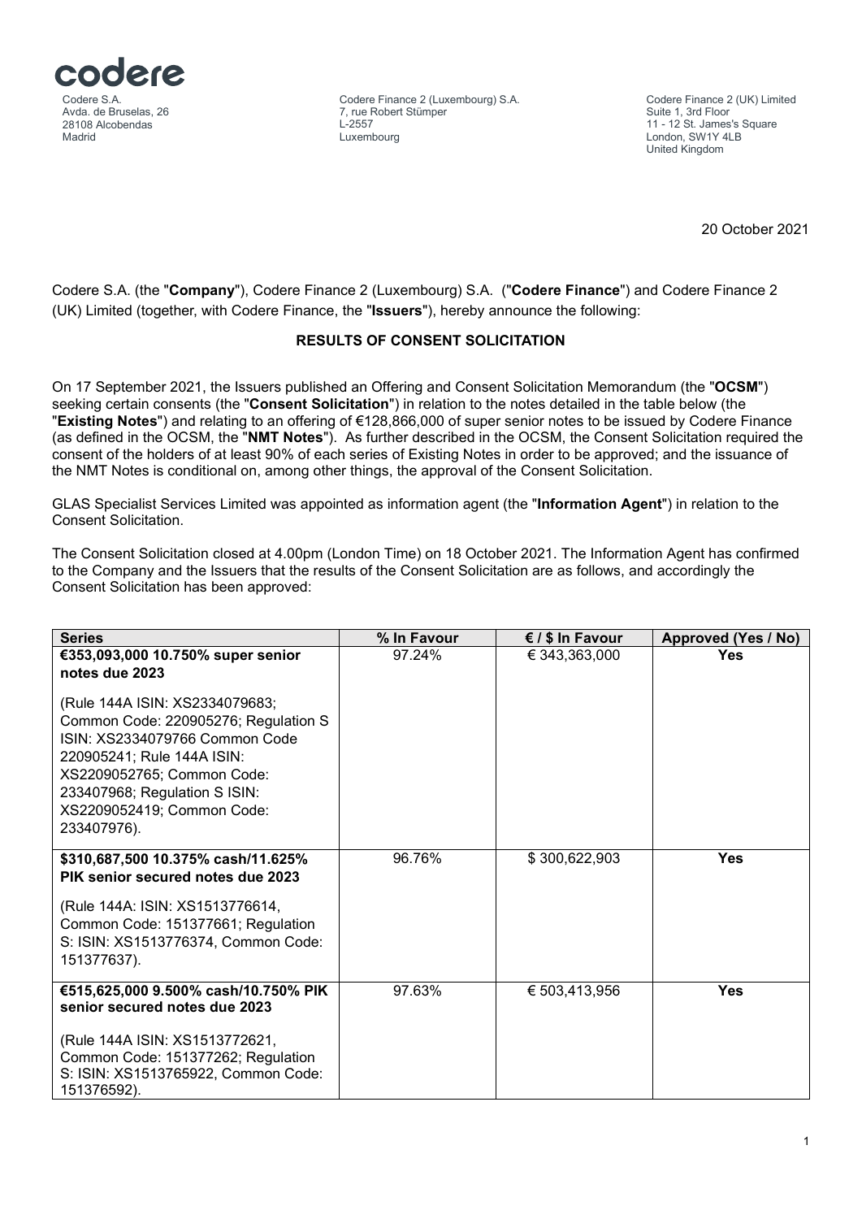codere

Codere S.A.
Avda. de Bruselas, 26
28108 Alcobendas
Madrid

Codere Finance 2 (Luxembourg) S.A.
7, rue Robert Stümper
L-2557
Luxembourg

Codere Finance 2 (UK) Limited
Suite 1, 3rd Floor
11 - 12 St. James's Square
London, SW1Y 4LB
United Kingdom

20 October 2021

Codere S.A. (the "**Company**"), Codere Finance 2 (Luxembourg) S.A. ("**Codere Finance**") and Codere Finance 2 (UK) Limited (together, with Codere Finance, the "**Issuers**"), hereby announce the following:

**RESULTS OF CONSENT SOLICITATION**

On 17 September 2021, the Issuers published an Offering and Consent Solicitation Memorandum (the "**OCSM**") seeking certain consents (the "**Consent Solicitation**") in relation to the notes detailed in the table below (the "**Existing Notes**") and relating to an offering of €128,866,000 of super senior notes to be issued by Codere Finance (as defined in the OCSM, the "**NMT Notes**"). As further described in the OCSM, the Consent Solicitation required the consent of the holders of at least 90% of each series of Existing Notes in order to be approved; and the issuance of the NMT Notes is conditional on, among other things, the approval of the Consent Solicitation.

GLAS Specialist Services Limited was appointed as information agent (the "**Information Agent**") in relation to the Consent Solicitation.

The Consent Solicitation closed at 4.00pm (London Time) on 18 October 2021. The Information Agent has confirmed to the Company and the Issuers that the results of the Consent Solicitation are as follows, and accordingly the Consent Solicitation has been approved:

| Series | % In Favour | € / $ In Favour | Approved (Yes / No) |
|---|---|---|---|
| **€353,093,000 10.750% super senior notes due 2023** (Rule 144A ISIN: XS2334079683; Common Code: 220905276; Regulation S ISIN: XS2334079766 Common Code 220905241; Rule 144A ISIN: XS2209052765; Common Code: 233407968; Regulation S ISIN: XS2209052419; Common Code: 233407976). | 97.24% | € 343,363,000 | **Yes** |
| **$310,687,500 10.375% cash/11.625% PIK senior secured notes due 2023** (Rule 144A: ISIN: XS1513776614, Common Code: 151377661; Regulation S: ISIN: XS1513776374, Common Code: 151377637). | 96.76% | $ 300,622,903 | **Yes** |
| **€515,625,000 9.500% cash/10.750% PIK senior secured notes due 2023** (Rule 144A ISIN: XS1513772621, Common Code: 151377262; Regulation S: ISIN: XS1513765922, Common Code: 151376592). | 97.63% | € 503,413,956 | **Yes** |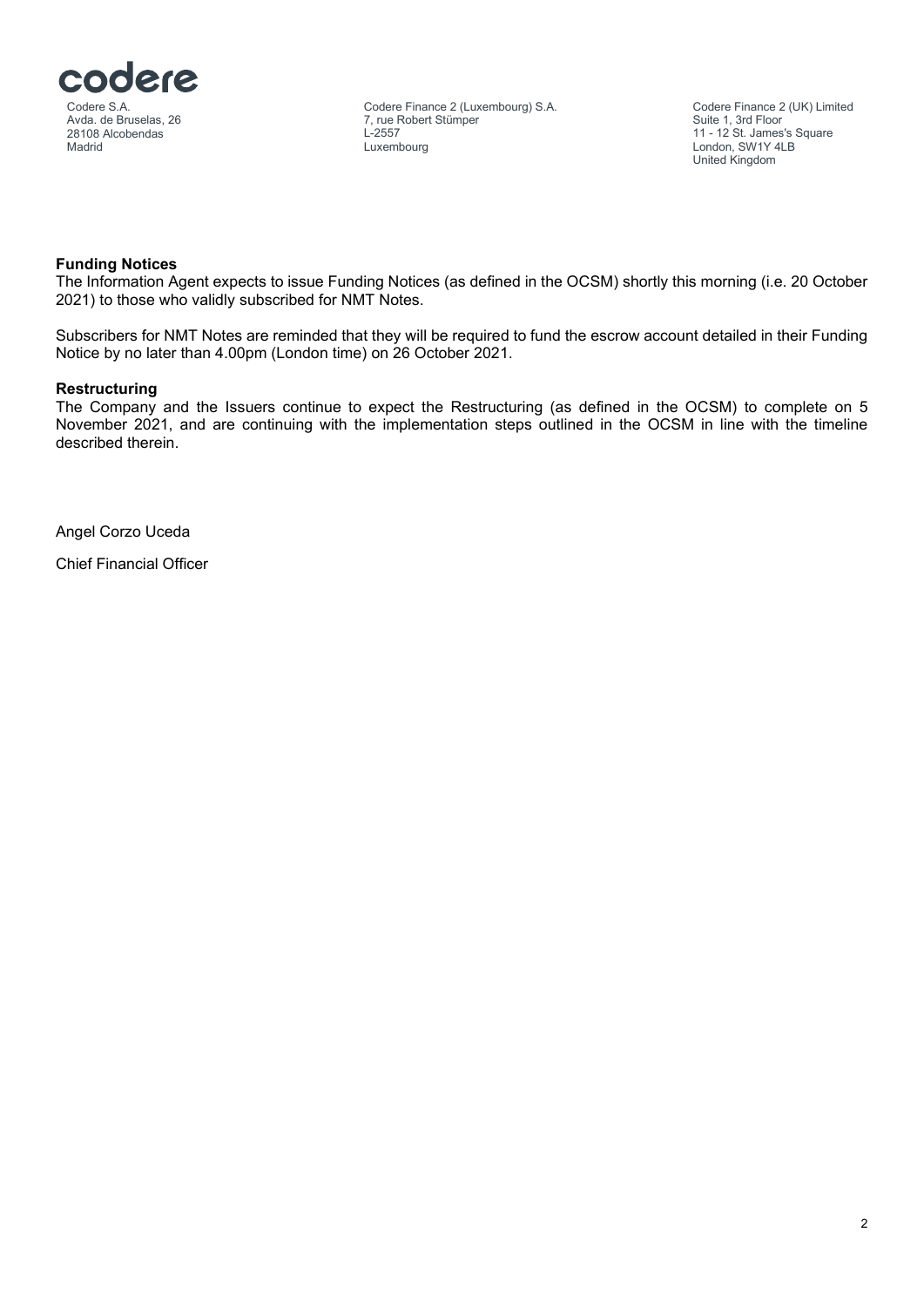codere

Codere S.A.
Avda. de Bruselas, 26
28108 Alcobendas
Madrid

Codere Finance 2 (Luxembourg) S.A.
7, rue Robert Stümper
L-2557
Luxembourg

Codere Finance 2 (UK) Limited
Suite 1, 3rd Floor
11 - 12 St. James's Square
London, SW1Y 4LB
United Kingdom

**Funding Notices**

The Information Agent expects to issue Funding Notices (as defined in the OCSM) shortly this morning (i.e. 20 October 2021) to those who validly subscribed for NMT Notes.

Subscribers for NMT Notes are reminded that they will be required to fund the escrow account detailed in their Funding Notice by no later than 4.00pm (London time) on 26 October 2021.

**Restructuring**

The Company and the Issuers continue to expect the Restructuring (as defined in the OCSM) to complete on 5 November 2021, and are continuing with the implementation steps outlined in the OCSM in line with the timeline described therein.

Angel Corzo Uceda

Chief Financial Officer